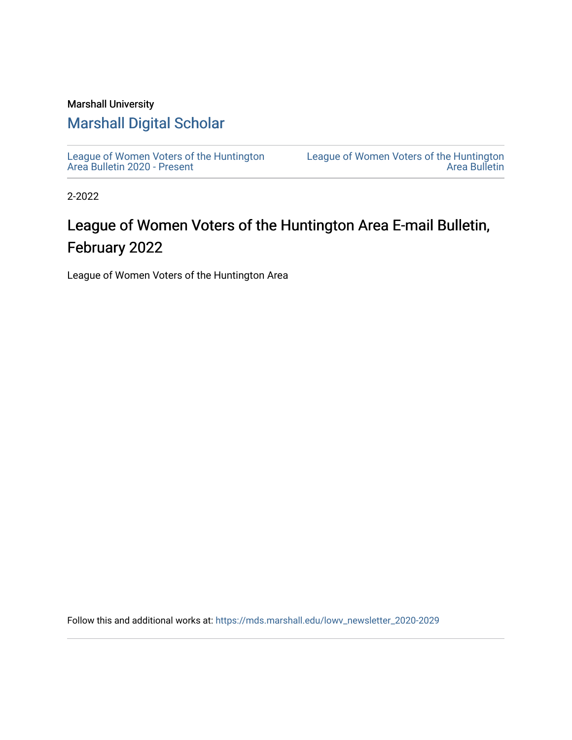Marshall University

## Marshall Digital Scholar

League of Women Voters of the Huntington Area Bulletin 2020 - Present

League of Women Voters of the Huntington Area Bulletin

2-2022

# League of Women Voters of the Huntington Area E-mail Bulletin, February 2022

League of Women Voters of the Huntington Area

Follow this and additional works at: https://mds.marshall.edu/lowv_newsletter_2020-2029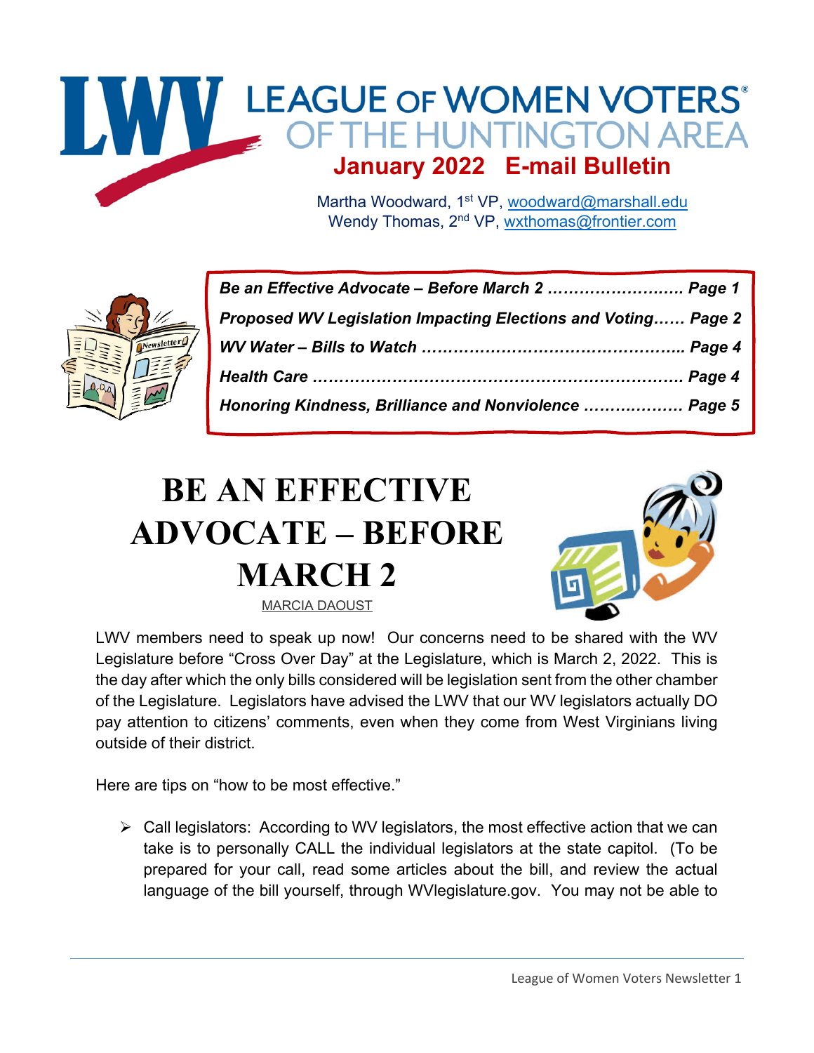# LEAGUE OF WOMEN VOTERS OF THE HUNTINGTON AREA

## January 2022 E-mail Bulletin

Martha Woodward, 1st VP, woodward@marshall.edu
Wendy Thomas, 2nd VP, wxthomas@frontier.com

| | |
|---|---|
| ***Be an Effective Advocate – Before March 2*** ……………………… | ***Page 1*** |
| ***Proposed WV Legislation Impacting Elections and Voting***…… | ***Page 2*** |
| ***WV Water – Bills to Watch*** ………………………………………….. | ***Page 4*** |
| ***Health Care*** ……………………………………………………………… | ***Page 4*** |
| ***Honoring Kindness, Brilliance and Nonviolence*** ………………. | ***Page 5*** |

# BE AN EFFECTIVE ADVOCATE – BEFORE MARCH 2

MARCIA DAOUST

LWV members need to speak up now! Our concerns need to be shared with the WV Legislature before "Cross Over Day" at the Legislature, which is March 2, 2022. This is the day after which the only bills considered will be legislation sent from the other chamber of the Legislature. Legislators have advised the LWV that our WV legislators actually DO pay attention to citizens' comments, even when they come from West Virginians living outside of their district.

Here are tips on "how to be most effective."

- Call legislators: According to WV legislators, the most effective action that we can take is to personally CALL the individual legislators at the state capitol. (To be prepared for your call, read some articles about the bill, and review the actual language of the bill yourself, through WVlegislature.gov. You may not be able to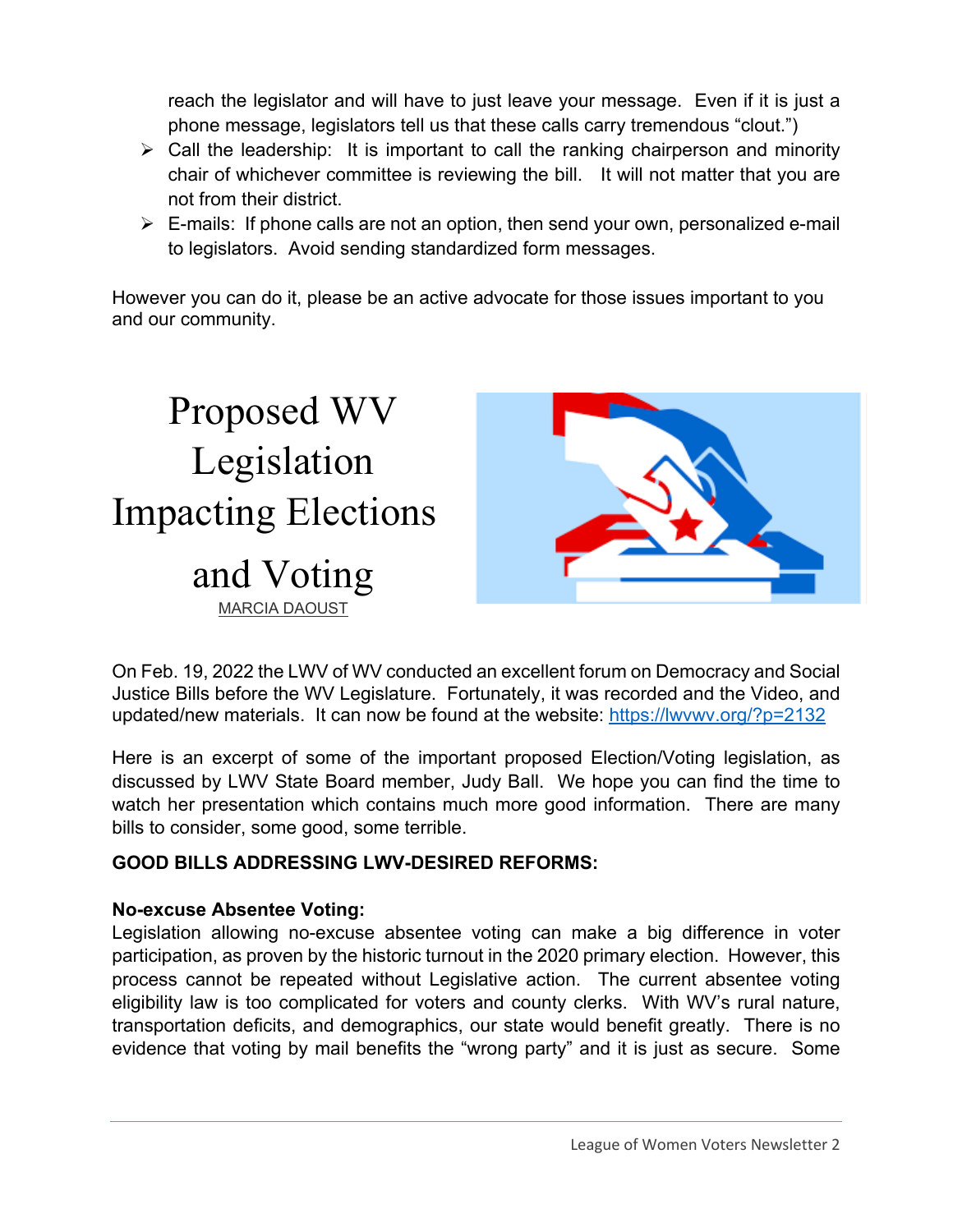reach the legislator and will have to just leave your message. Even if it is just a phone message, legislators tell us that these calls carry tremendous "clout.")

- Call the leadership: It is important to call the ranking chairperson and minority chair of whichever committee is reviewing the bill. It will not matter that you are not from their district.
- E-mails: If phone calls are not an option, then send your own, personalized e-mail to legislators. Avoid sending standardized form messages.

However you can do it, please be an active advocate for those issues important to you and our community.

# Proposed WV Legislation Impacting Elections and Voting

MARCIA DAOUST

On Feb. 19, 2022 the LWV of WV conducted an excellent forum on Democracy and Social Justice Bills before the WV Legislature. Fortunately, it was recorded and the Video, and updated/new materials. It can now be found at the website: https://lwvwv.org/?p=2132

Here is an excerpt of some of the important proposed Election/Voting legislation, as discussed by LWV State Board member, Judy Ball. We hope you can find the time to watch her presentation which contains much more good information. There are many bills to consider, some good, some terrible.

**GOOD BILLS ADDRESSING LWV-DESIRED REFORMS:**

**No-excuse Absentee Voting:**
Legislation allowing no-excuse absentee voting can make a big difference in voter participation, as proven by the historic turnout in the 2020 primary election. However, this process cannot be repeated without Legislative action. The current absentee voting eligibility law is too complicated for voters and county clerks. With WV's rural nature, transportation deficits, and demographics, our state would benefit greatly. There is no evidence that voting by mail benefits the "wrong party" and it is just as secure. Some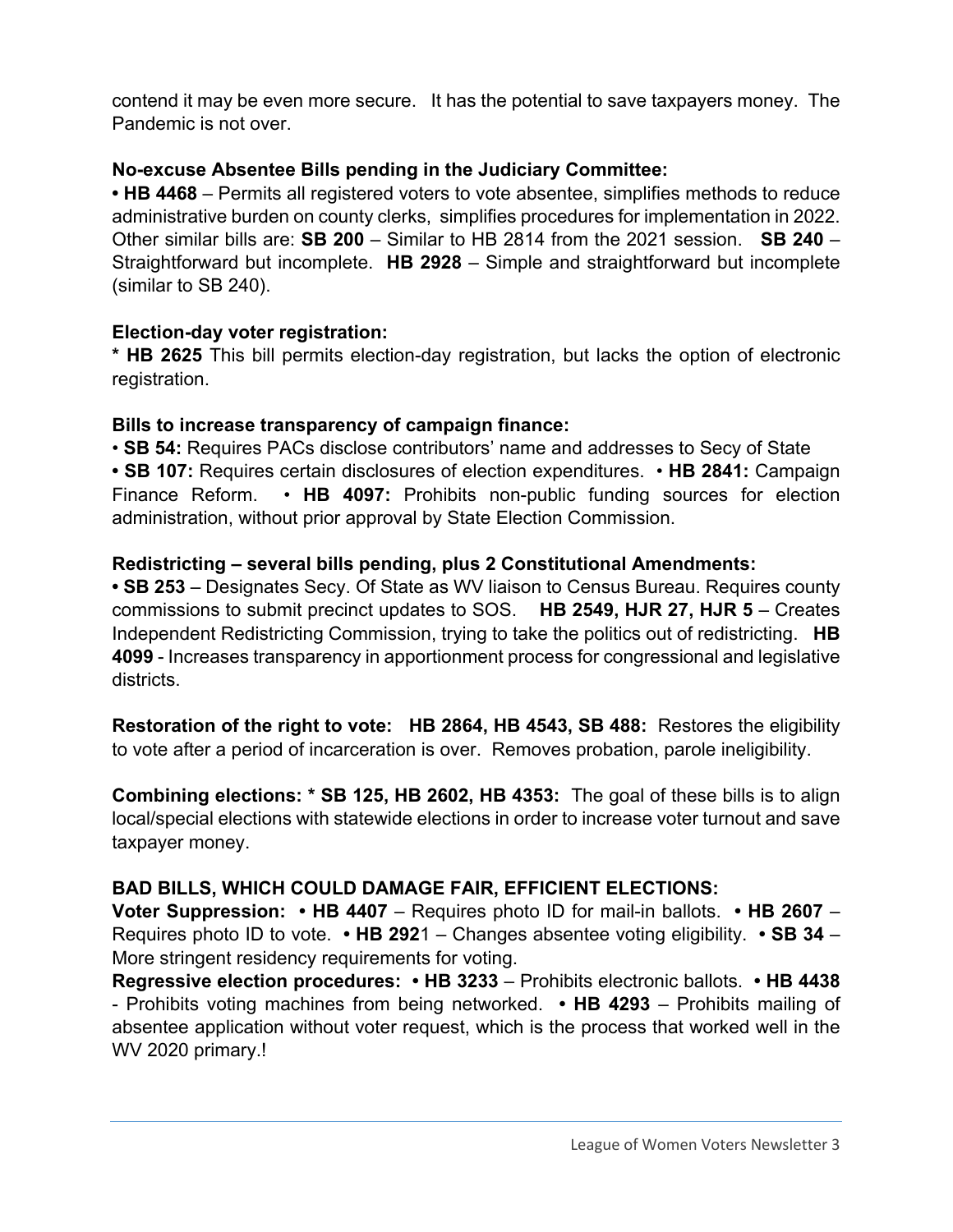contend it may be even more secure. It has the potential to save taxpayers money. The Pandemic is not over.

**No-excuse Absentee Bills pending in the Judiciary Committee:**

**• HB 4468** – Permits all registered voters to vote absentee, simplifies methods to reduce administrative burden on county clerks, simplifies procedures for implementation in 2022. Other similar bills are: **SB 200** – Similar to HB 2814 from the 2021 session. **SB 240** – Straightforward but incomplete. **HB 2928** – Simple and straightforward but incomplete (similar to SB 240).

**Election-day voter registration:**

**\* HB 2625** This bill permits election-day registration, but lacks the option of electronic registration.

**Bills to increase transparency of campaign finance:**

• **SB 54:** Requires PACs disclose contributors' name and addresses to Secy of State

**• SB 107:** Requires certain disclosures of election expenditures. • **HB 2841:** Campaign Finance Reform. • **HB 4097:** Prohibits non-public funding sources for election administration, without prior approval by State Election Commission.

**Redistricting – several bills pending, plus 2 Constitutional Amendments:**

**• SB 253** – Designates Secy. Of State as WV liaison to Census Bureau. Requires county commissions to submit precinct updates to SOS. **HB 2549, HJR 27, HJR 5** – Creates Independent Redistricting Commission, trying to take the politics out of redistricting. **HB 4099** - Increases transparency in apportionment process for congressional and legislative districts.

**Restoration of the right to vote: HB 2864, HB 4543, SB 488:** Restores the eligibility to vote after a period of incarceration is over. Removes probation, parole ineligibility.

**Combining elections: \* SB 125, HB 2602, HB 4353:** The goal of these bills is to align local/special elections with statewide elections in order to increase voter turnout and save taxpayer money.

**BAD BILLS, WHICH COULD DAMAGE FAIR, EFFICIENT ELECTIONS:**

**Voter Suppression: • HB 4407** – Requires photo ID for mail-in ballots. **• HB 2607** – Requires photo ID to vote. **• HB 292**1 – Changes absentee voting eligibility. **• SB 34** – More stringent residency requirements for voting.

**Regressive election procedures: • HB 3233** – Prohibits electronic ballots. **• HB 4438** - Prohibits voting machines from being networked. **• HB 4293** – Prohibits mailing of absentee application without voter request, which is the process that worked well in the WV 2020 primary.!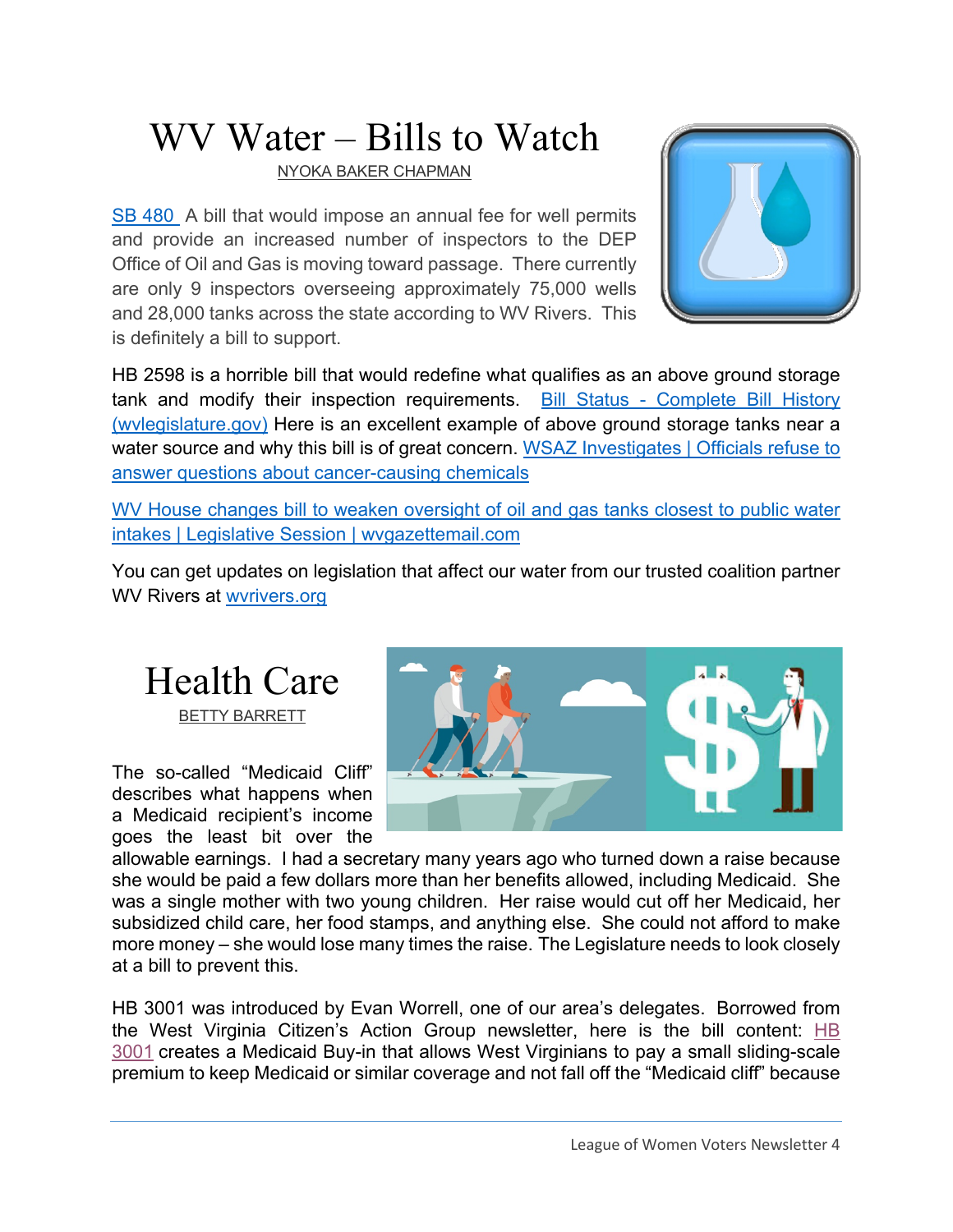# WV Water – Bills to Watch

NYOKA BAKER CHAPMAN

SB 480 A bill that would impose an annual fee for well permits and provide an increased number of inspectors to the DEP Office of Oil and Gas is moving toward passage. There currently are only 9 inspectors overseeing approximately 75,000 wells and 28,000 tanks across the state according to WV Rivers. This is definitely a bill to support.

HB 2598 is a horrible bill that would redefine what qualifies as an above ground storage tank and modify their inspection requirements. Bill Status - Complete Bill History (wvlegislature.gov) Here is an excellent example of above ground storage tanks near a water source and why this bill is of great concern. WSAZ Investigates | Officials refuse to answer questions about cancer-causing chemicals

WV House changes bill to weaken oversight of oil and gas tanks closest to public water intakes | Legislative Session | wvgazettemail.com

You can get updates on legislation that affect our water from our trusted coalition partner WV Rivers at wvrivers.org

# Health Care

BETTY BARRETT

The so-called "Medicaid Cliff" describes what happens when a Medicaid recipient's income goes the least bit over the allowable earnings. I had a secretary many years ago who turned down a raise because she would be paid a few dollars more than her benefits allowed, including Medicaid. She was a single mother with two young children. Her raise would cut off her Medicaid, her subsidized child care, her food stamps, and anything else. She could not afford to make more money – she would lose many times the raise. The Legislature needs to look closely at a bill to prevent this.

HB 3001 was introduced by Evan Worrell, one of our area's delegates. Borrowed from the West Virginia Citizen's Action Group newsletter, here is the bill content: HB 3001 creates a Medicaid Buy-in that allows West Virginians to pay a small sliding-scale premium to keep Medicaid or similar coverage and not fall off the "Medicaid cliff" because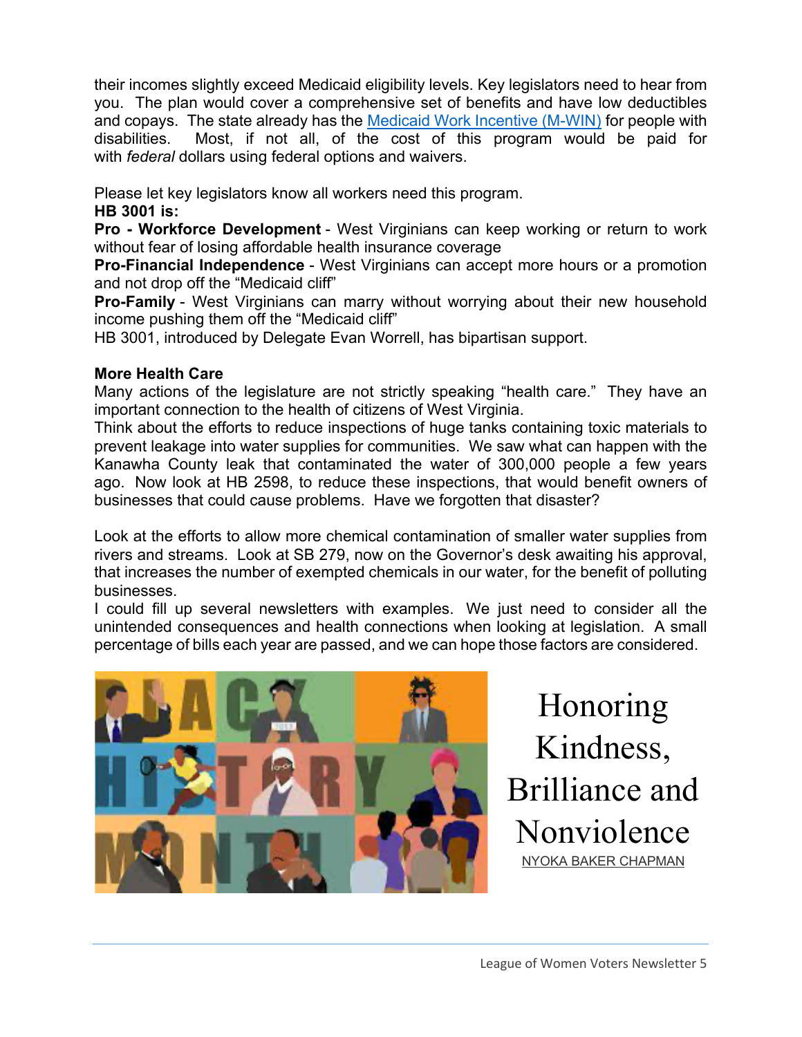their incomes slightly exceed Medicaid eligibility levels. Key legislators need to hear from you. The plan would cover a comprehensive set of benefits and have low deductibles and copays. The state already has the [Medicaid Work Incentive (M-WIN)](#) for people with disabilities. Most, if not all, of the cost of this program would be paid for with *federal* dollars using federal options and waivers.

Please let key legislators know all workers need this program.

**HB 3001 is:**

**Pro - Workforce Development** - West Virginians can keep working or return to work without fear of losing affordable health insurance coverage

**Pro-Financial Independence** - West Virginians can accept more hours or a promotion and not drop off the "Medicaid cliff"

**Pro-Family** - West Virginians can marry without worrying about their new household income pushing them off the "Medicaid cliff"

HB 3001, introduced by Delegate Evan Worrell, has bipartisan support.

**More Health Care**

Many actions of the legislature are not strictly speaking "health care." They have an important connection to the health of citizens of West Virginia.

Think about the efforts to reduce inspections of huge tanks containing toxic materials to prevent leakage into water supplies for communities. We saw what can happen with the Kanawha County leak that contaminated the water of 300,000 people a few years ago. Now look at HB 2598, to reduce these inspections, that would benefit owners of businesses that could cause problems. Have we forgotten that disaster?

Look at the efforts to allow more chemical contamination of smaller water supplies from rivers and streams. Look at SB 279, now on the Governor's desk awaiting his approval, that increases the number of exempted chemicals in our water, for the benefit of polluting businesses.

I could fill up several newsletters with examples. We just need to consider all the unintended consequences and health connections when looking at legislation. A small percentage of bills each year are passed, and we can hope those factors are considered.

## Honoring Kindness, Brilliance and Nonviolence

NYOKA BAKER CHAPMAN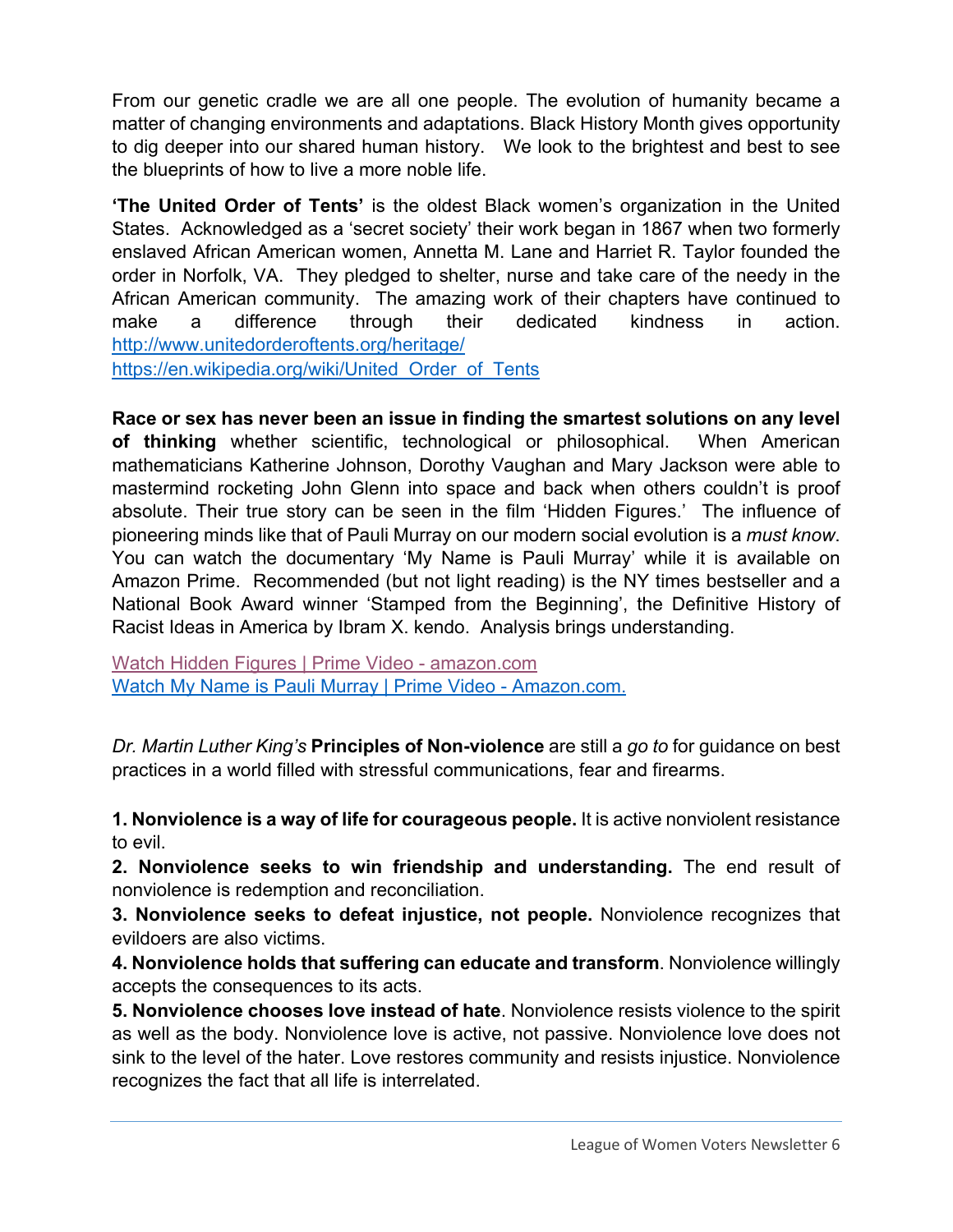From our genetic cradle we are all one people. The evolution of humanity became a matter of changing environments and adaptations. Black History Month gives opportunity to dig deeper into our shared human history. We look to the brightest and best to see the blueprints of how to live a more noble life.

**'The United Order of Tents'** is the oldest Black women's organization in the United States. Acknowledged as a 'secret society' their work began in 1867 when two formerly enslaved African American women, Annetta M. Lane and Harriet R. Taylor founded the order in Norfolk, VA. They pledged to shelter, nurse and take care of the needy in the African American community. The amazing work of their chapters have continued to make a difference through their dedicated kindness in action. http://www.unitedorderoftents.org/heritage/
https://en.wikipedia.org/wiki/United_Order_of_Tents

**Race or sex has never been an issue in finding the smartest solutions on any level of thinking** whether scientific, technological or philosophical. When American mathematicians Katherine Johnson, Dorothy Vaughan and Mary Jackson were able to mastermind rocketing John Glenn into space and back when others couldn't is proof absolute. Their true story can be seen in the film 'Hidden Figures.' The influence of pioneering minds like that of Pauli Murray on our modern social evolution is a *must know*. You can watch the documentary 'My Name is Pauli Murray' while it is available on Amazon Prime. Recommended (but not light reading) is the NY times bestseller and a National Book Award winner 'Stamped from the Beginning', the Definitive History of Racist Ideas in America by Ibram X. kendo. Analysis brings understanding.

Watch Hidden Figures | Prime Video - amazon.com
Watch My Name is Pauli Murray | Prime Video - Amazon.com.

*Dr. Martin Luther King's* **Principles of Non-violence** are still a *go to* for guidance on best practices in a world filled with stressful communications, fear and firearms.

**1. Nonviolence is a way of life for courageous people.** It is active nonviolent resistance to evil.

**2. Nonviolence seeks to win friendship and understanding.** The end result of nonviolence is redemption and reconciliation.

**3. Nonviolence seeks to defeat injustice, not people.** Nonviolence recognizes that evildoers are also victims.

**4. Nonviolence holds that suffering can educate and transform**. Nonviolence willingly accepts the consequences to its acts.

**5. Nonviolence chooses love instead of hate**. Nonviolence resists violence to the spirit as well as the body. Nonviolence love is active, not passive. Nonviolence love does not sink to the level of the hater. Love restores community and resists injustice. Nonviolence recognizes the fact that all life is interrelated.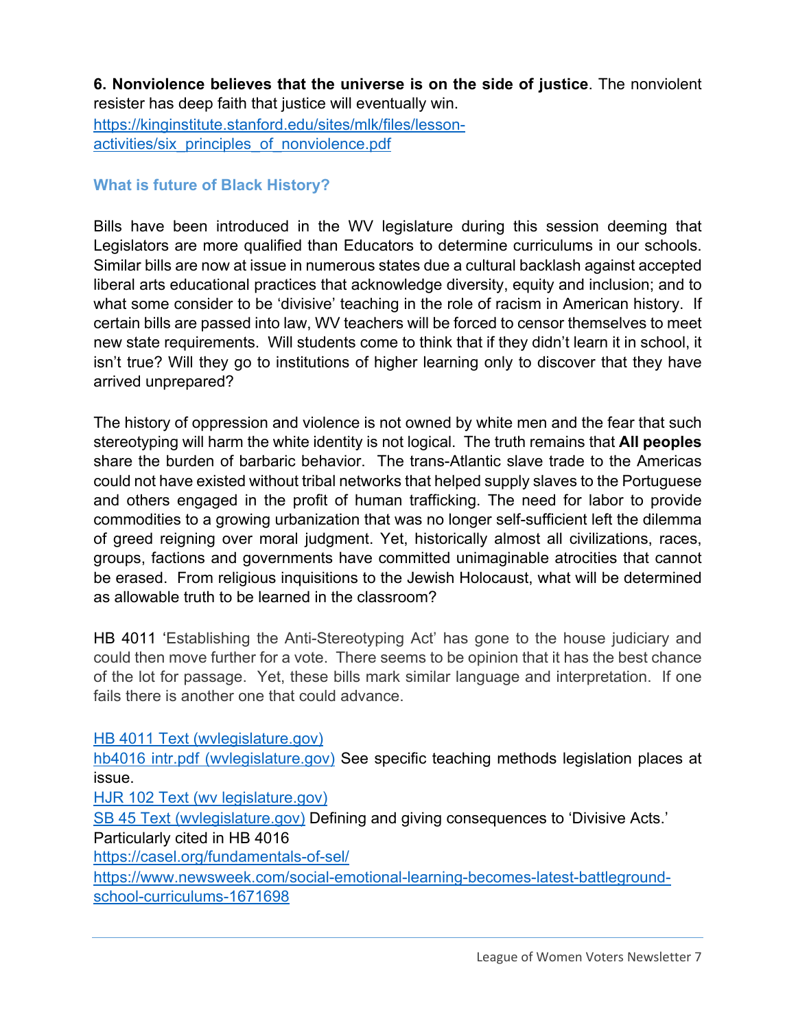**6. Nonviolence believes that the universe is on the side of justice**. The nonviolent resister has deep faith that justice will eventually win.
[https://kinginstitute.stanford.edu/sites/mlk/files/lesson-activities/six_principles_of_nonviolence.pdf](https://kinginstitute.stanford.edu/sites/mlk/files/lesson-activities/six_principles_of_nonviolence.pdf)

### What is future of Black History?

Bills have been introduced in the WV legislature during this session deeming that Legislators are more qualified than Educators to determine curriculums in our schools. Similar bills are now at issue in numerous states due a cultural backlash against accepted liberal arts educational practices that acknowledge diversity, equity and inclusion; and to what some consider to be 'divisive' teaching in the role of racism in American history. If certain bills are passed into law, WV teachers will be forced to censor themselves to meet new state requirements. Will students come to think that if they didn't learn it in school, it isn't true? Will they go to institutions of higher learning only to discover that they have arrived unprepared?

The history of oppression and violence is not owned by white men and the fear that such stereotyping will harm the white identity is not logical. The truth remains that **All peoples** share the burden of barbaric behavior. The trans-Atlantic slave trade to the Americas could not have existed without tribal networks that helped supply slaves to the Portuguese and others engaged in the profit of human trafficking. The need for labor to provide commodities to a growing urbanization that was no longer self-sufficient left the dilemma of greed reigning over moral judgment. Yet, historically almost all civilizations, races, groups, factions and governments have committed unimaginable atrocities that cannot be erased. From religious inquisitions to the Jewish Holocaust, what will be determined as allowable truth to be learned in the classroom?

HB 4011 'Establishing the Anti-Stereotyping Act' has gone to the house judiciary and could then move further for a vote. There seems to be opinion that it has the best chance of the lot for passage. Yet, these bills mark similar language and interpretation. If one fails there is another one that could advance.

HB 4011 Text (wvlegislature.gov)
hb4016 intr.pdf (wvlegislature.gov) See specific teaching methods legislation places at issue.
HJR 102 Text (wv legislature.gov)
SB 45 Text (wvlegislature.gov) Defining and giving consequences to 'Divisive Acts.' Particularly cited in HB 4016
[https://casel.org/fundamentals-of-sel/](https://casel.org/fundamentals-of-sel/)
[https://www.newsweek.com/social-emotional-learning-becomes-latest-battleground-school-curriculums-1671698](https://www.newsweek.com/social-emotional-learning-becomes-latest-battleground-school-curriculums-1671698)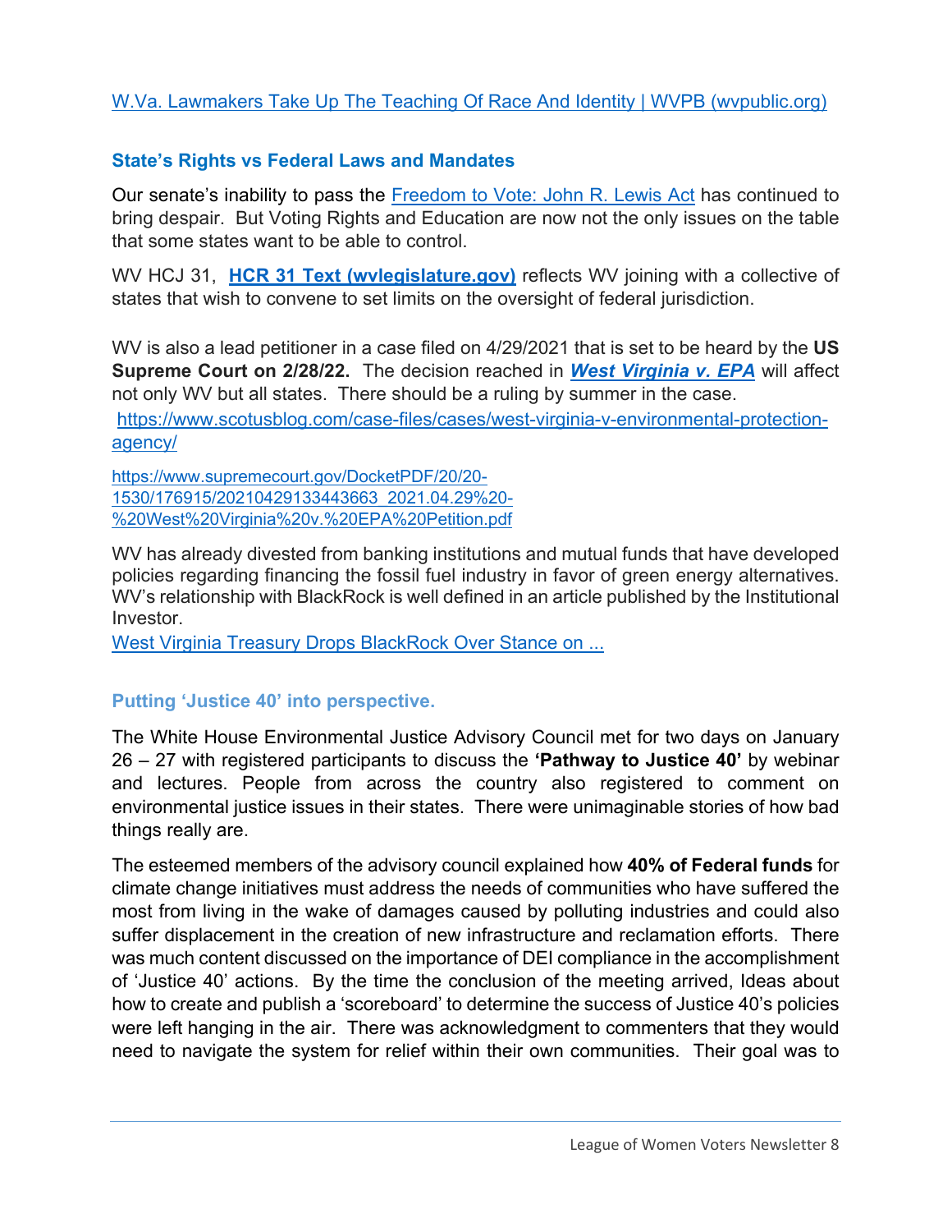[W.Va. Lawmakers Take Up The Teaching Of Race And Identity | WVPB (wvpublic.org)](W.Va. Lawmakers Take Up The Teaching Of Race And Identity | WVPB (wvpublic.org))

### State's Rights vs Federal Laws and Mandates

Our senate's inability to pass the Freedom to Vote: John R. Lewis Act has continued to bring despair. But Voting Rights and Education are now not the only issues on the table that some states want to be able to control.

WV HCJ 31, **HCR 31 Text (wvlegislature.gov)** reflects WV joining with a collective of states that wish to convene to set limits on the oversight of federal jurisdiction.

WV is also a lead petitioner in a case filed on 4/29/2021 that is set to be heard by the **US Supreme Court on 2/28/22.** The decision reached in ***West Virginia v. EPA*** will affect not only WV but all states. There should be a ruling by summer in the case.

https://www.scotusblog.com/case-files/cases/west-virginia-v-environmental-protection-agency/

https://www.supremecourt.gov/DocketPDF/20/20-1530/176915/20210429133443663_2021.04.29%20-%20West%20Virginia%20v.%20EPA%20Petition.pdf

WV has already divested from banking institutions and mutual funds that have developed policies regarding financing the fossil fuel industry in favor of green energy alternatives. WV's relationship with BlackRock is well defined in an article published by the Institutional Investor.
West Virginia Treasury Drops BlackRock Over Stance on ...

### Putting 'Justice 40' into perspective.

The White House Environmental Justice Advisory Council met for two days on January 26 – 27 with registered participants to discuss the **'Pathway to Justice 40'** by webinar and lectures. People from across the country also registered to comment on environmental justice issues in their states. There were unimaginable stories of how bad things really are.

The esteemed members of the advisory council explained how **40% of Federal funds** for climate change initiatives must address the needs of communities who have suffered the most from living in the wake of damages caused by polluting industries and could also suffer displacement in the creation of new infrastructure and reclamation efforts. There was much content discussed on the importance of DEI compliance in the accomplishment of 'Justice 40' actions. By the time the conclusion of the meeting arrived, Ideas about how to create and publish a 'scoreboard' to determine the success of Justice 40's policies were left hanging in the air. There was acknowledgment to commenters that they would need to navigate the system for relief within their own communities. Their goal was to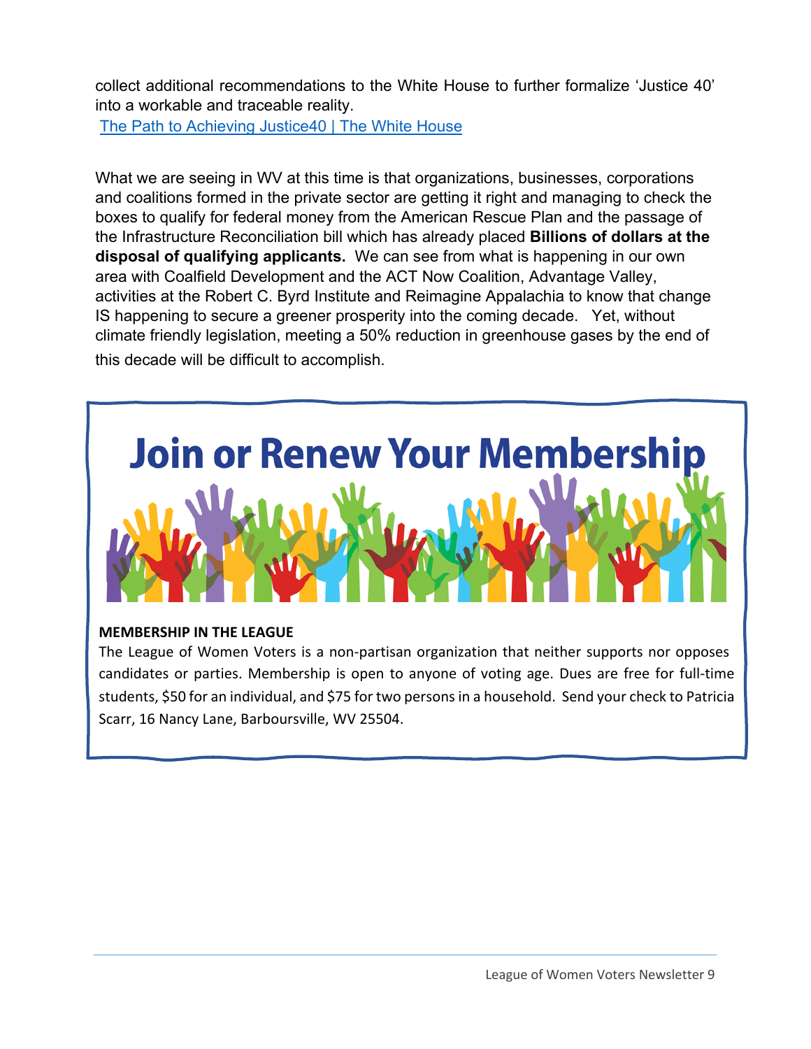collect additional recommendations to the White House to further formalize 'Justice 40' into a workable and traceable reality.

[The Path to Achieving Justice40 | The White House]

What we are seeing in WV at this time is that organizations, businesses, corporations and coalitions formed in the private sector are getting it right and managing to check the boxes to qualify for federal money from the American Rescue Plan and the passage of the Infrastructure Reconciliation bill which has already placed **Billions of dollars at the disposal of qualifying applicants.** We can see from what is happening in our own area with Coalfield Development and the ACT Now Coalition, Advantage Valley, activities at the Robert C. Byrd Institute and Reimagine Appalachia to know that change IS happening to secure a greener prosperity into the coming decade. Yet, without climate friendly legislation, meeting a 50% reduction in greenhouse gases by the end of this decade will be difficult to accomplish.

# Join or Renew Your Membership

**MEMBERSHIP IN THE LEAGUE**

The League of Women Voters is a non-partisan organization that neither supports nor opposes candidates or parties. Membership is open to anyone of voting age. Dues are free for full-time students, $50 for an individual, and $75 for two persons in a household. Send your check to Patricia Scarr, 16 Nancy Lane, Barboursville, WV 25504.